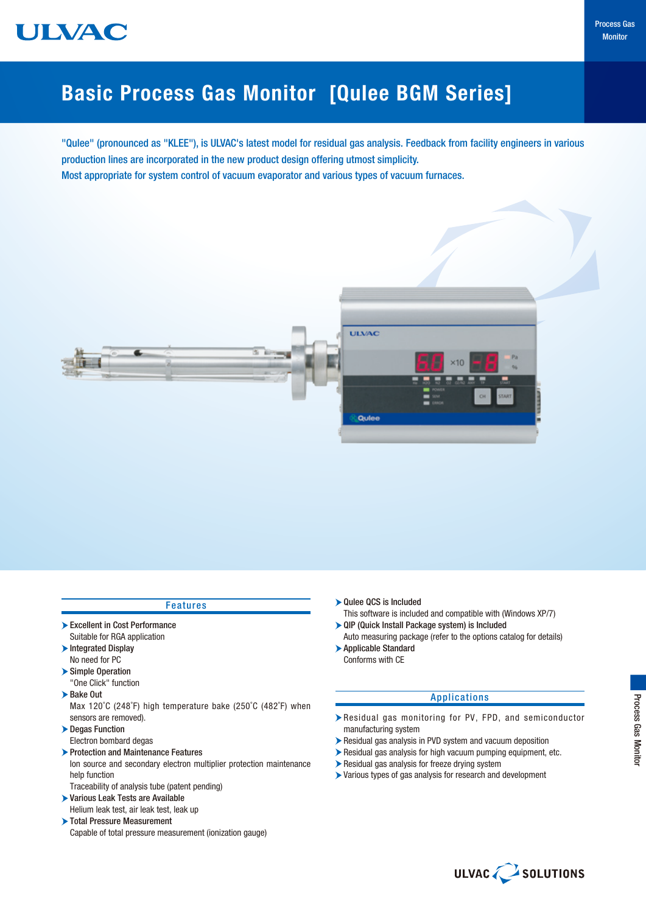# Basic Process Gas Monitor [Qulee BGM Series]

"Qulee" (pronounced as "KLEE"), is ULVAC's latest model for residual gas analysis. Feedback from facility engineers in various production lines are incorporated in the new product design offering utmost simplicity.
Most appropriate for system control of vacuum evaporator and various types of vacuum furnaces.

## Features

- **Excellent in Cost Performance**
  Suitable for RGA application
- **Integrated Display**
  No need for PC
- **Simple Operation**
  "One Click" function
- **Bake Out**
  Max 120˚C (248˚F) high temperature bake (250˚C (482˚F) when sensors are removed).
- **Degas Function**
  Electron bombard degas
- **Protection and Maintenance Features**
  Ion source and secondary electron multiplier protection maintenance help function
  Traceability of analysis tube (patent pending)
- **Various Leak Tests are Available**
  Helium leak test, air leak test, leak up
- **Total Pressure Measurement**
  Capable of total pressure measurement (ionization gauge)
- **Qulee QCS is Included**
  This software is included and compatible with (Windows XP/7)
- **QIP (Quick Install Package system) is Included**
  Auto measuring package (refer to the options catalog for details)
- **Applicable Standard**
  Conforms with CE

## Applications

- Residual gas monitoring for PV, FPD, and semiconductor manufacturing system
- Residual gas analysis in PVD system and vacuum deposition
- Residual gas analysis for high vacuum pumping equipment, etc.
- Residual gas analysis for freeze drying system
- Various types of gas analysis for research and development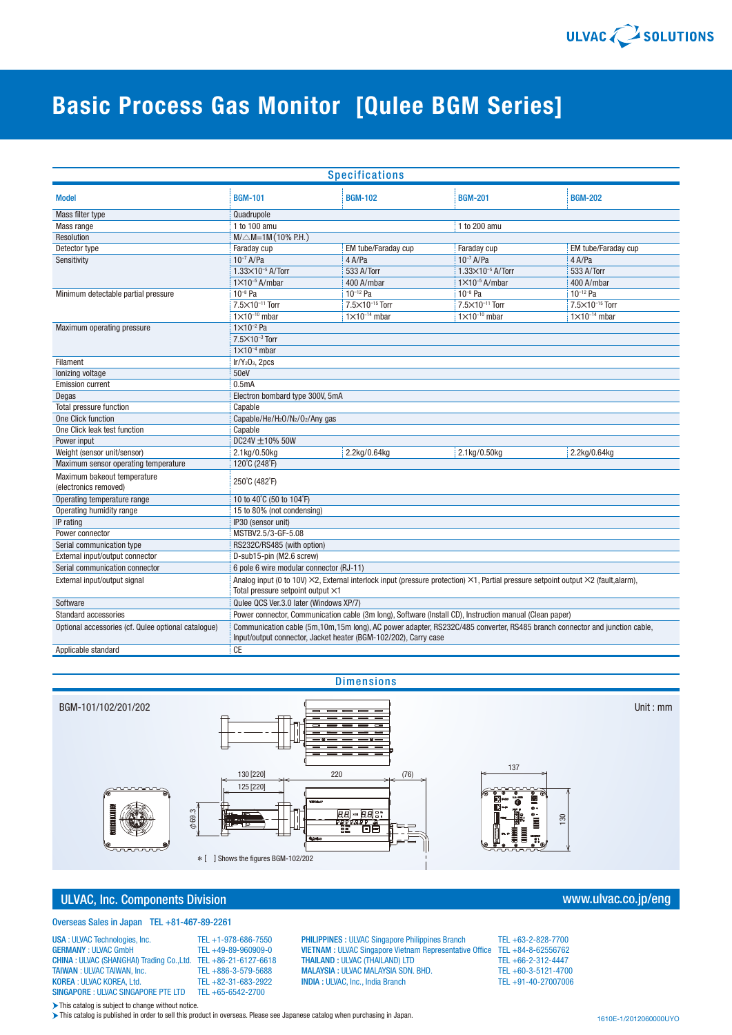# Basic Process Gas Monitor [Qulee BGM Series]

## Specifications

| Model | BGM-101 | BGM-102 | BGM-201 | BGM-202 |
|---|---|---|---|---|
| Mass filter type | Quadrupole | | | |
| Mass range | 1 to 100 amu | | 1 to 200 amu | |
| Resolution | M/△M=1M (10% P.H.) | | | |
| Detector type | Faraday cup | EM tube/Faraday cup | Faraday cup | EM tube/Faraday cup |
| Sensitivity | $10^{-7}$ A/Pa | 4 A/Pa | $10^{-7}$ A/Pa | 4 A/Pa |
| | $1.33\times10^{-5}$ A/Torr | 533 A/Torr | $1.33\times10^{-5}$ A/Torr | 533 A/Torr |
| | $1\times10^{-5}$ A/mbar | 400 A/mbar | $1\times10^{-5}$ A/mbar | 400 A/mbar |
| Minimum detectable partial pressure | $10^{-8}$ Pa | $10^{-12}$ Pa | $10^{-8}$ Pa | $10^{-12}$ Pa |
| | $7.5\times10^{-11}$ Torr | $7.5\times10^{-15}$ Torr | $7.5\times10^{-11}$ Torr | $7.5\times10^{-15}$ Torr |
| | $1\times10^{-10}$ mbar | $1\times10^{-14}$ mbar | $1\times10^{-10}$ mbar | $1\times10^{-14}$ mbar |
| Maximum operating pressure | $1\times10^{-2}$ Pa | | | |
| | $7.5\times10^{-3}$ Torr | | | |
| | $1\times10^{-4}$ mbar | | | |
| Filament | Ir/$Y_2O_3$, 2pcs | | | |
| Ionizing voltage | 50eV | | | |
| Emission current | 0.5mA | | | |
| Degas | Electron bombard type 300V, 5mA | | | |
| Total pressure function | Capable | | | |
| One Click function | Capable/He/$H_2O$/$N_2$/$O_2$/Any gas | | | |
| One Click leak test function | Capable | | | |
| Power input | DC24V ±10% 50W | | | |
| Weight (sensor unit/sensor) | 2.1kg/0.50kg | 2.2kg/0.64kg | 2.1kg/0.50kg | 2.2kg/0.64kg |
| Maximum sensor operating temperature | 120˚C (248˚F) | | | |
| Maximum bakeout temperature (electronics removed) | 250˚C (482˚F) | | | |
| Operating temperature range | 10 to 40˚C (50 to 104˚F) | | | |
| Operating humidity range | 15 to 80% (not condensing) | | | |
| IP rating | IP30 (sensor unit) | | | |
| Power connector | MSTBV2.5/3-GF-5.08 | | | |
| Serial communication type | RS232C/RS485 (with option) | | | |
| External input/output connector | D-sub15-pin (M2.6 screw) | | | |
| Serial communication connector | 6 pole 6 wire modular connector (RJ-11) | | | |
| External input/output signal | Analog input (0 to 10V) ×2, External interlock input (pressure protection) ×1, Partial pressure setpoint output ×2 (fault,alarm), Total pressure setpoint output ×1 | | | |
| Software | Qulee QCS Ver.3.0 later (Windows XP/7) | | | |
| Standard accessories | Power connector, Communication cable (3m long), Software (Install CD), Instruction manual (Clean paper) | | | |
| Optional accessories (cf. Qulee optional catalogue) | Communication cable (5m,10m,15m long), AC power adapter, RS232C/485 converter, RS485 branch connector and junction cable, Input/output connector, Jacket heater (BGM-102/202), Carry case | | | |
| Applicable standard | CE | | | |

## Dimensions

BGM-101/102/201/202

Unit : mm

130 [220]
125 [220]
220
(76)
φ69.3
137
130

＊[ ] Shows the figures BGM-102/202

## ULVAC, Inc. Components Division

www.ulvac.co.jp/eng

Overseas Sales in Japan TEL +81-467-89-2261

| | | | |
|---|---|---|---|
| USA : ULVAC Technologies, Inc. | TEL +1-978-686-7550 | PHILIPPINES : ULVAC Singapore Philippines Branch | TEL +63-2-828-7700 |
| GERMANY : ULVAC GmbH | TEL +49-89-960909-0 | VIETNAM : ULVAC Singapore Vietnam Representative Office | TEL +84-8-62556762 |
| CHINA : ULVAC (SHANGHAI) Trading Co.,Ltd. | TEL +86-21-6127-6618 | THAILAND : ULVAC (THAILAND) LTD | TEL +66-2-312-4447 |
| TAIWAN : ULVAC TAIWAN, Inc. | TEL +886-3-579-5688 | MALAYSIA : ULVAC MALAYSIA SDN. BHD. | TEL +60-3-5121-4700 |
| KOREA : ULVAC KOREA, Ltd. | TEL +82-31-683-2922 | INDIA : ULVAC, Inc., India Branch | TEL +91-40-27007006 |
| SINGAPORE : ULVAC SINGAPORE PTE LTD | TEL +65-6542-2700 | | |

- This catalog is subject to change without notice.
- This catalog is published in order to sell this product in overseas. Please see Japanese catalog when purchasing in Japan.

1610E-1/2012060000UYO